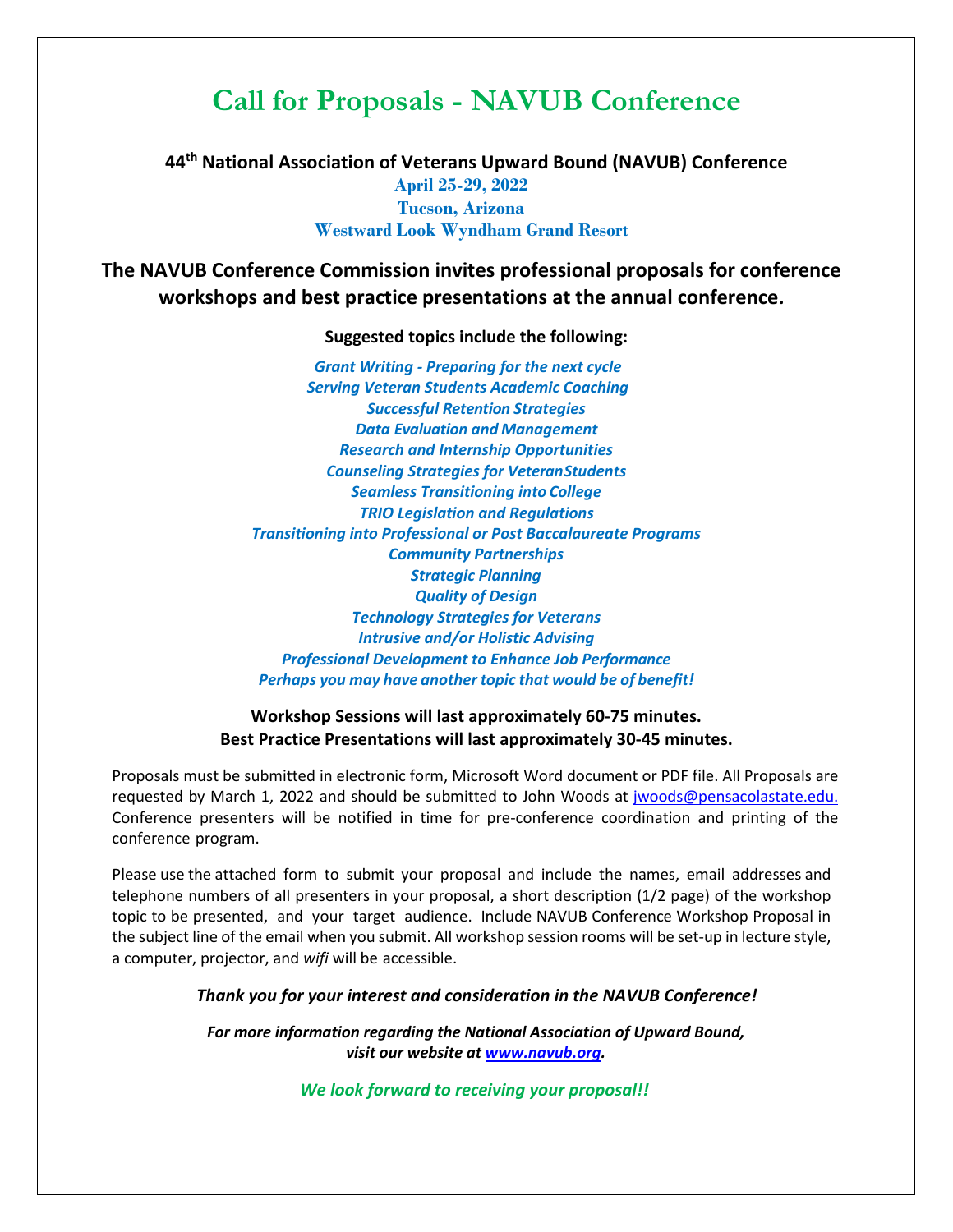# Call for Proposals - NAVUB Conference

**44th National Association of Veterans Upward Bound (NAVUB) Conference**

**April 25-29, 2022**
**Tucson, Arizona**
**Westward Look Wyndham Grand Resort**

## The NAVUB Conference Commission invites professional proposals for conference workshops and best practice presentations at the annual conference.

**Suggested topics include the following:**

*Grant Writing - Preparing for the next cycle*
*Serving Veteran Students Academic Coaching*
*Successful Retention Strategies*
*Data Evaluation and Management*
*Research and Internship Opportunities*
*Counseling Strategies for VeteranStudents*
*Seamless Transitioning into College*
*TRIO Legislation and Regulations*
*Transitioning into Professional or Post Baccalaureate Programs*
*Community Partnerships*
*Strategic Planning*
*Quality of Design*
*Technology Strategies for Veterans*
*Intrusive and/or Holistic Advising*
*Professional Development to Enhance Job Performance*
*Perhaps you may have another topic that would be of benefit!*

**Workshop Sessions will last approximately 60-75 minutes.**
**Best Practice Presentations will last approximately 30-45 minutes.**

Proposals must be submitted in electronic form, Microsoft Word document or PDF file. All Proposals are requested by March 1, 2022 and should be submitted to John Woods at jwoods@pensacolastate.edu. Conference presenters will be notified in time for pre-conference coordination and printing of the conference program.

Please use the attached form to submit your proposal and include the names, email addresses and telephone numbers of all presenters in your proposal, a short description (1/2 page) of the workshop topic to be presented, and your target audience. Include NAVUB Conference Workshop Proposal in the subject line of the email when you submit. All workshop session rooms will be set-up in lecture style, a computer, projector, and *wifi* will be accessible.

***Thank you for your interest and consideration in the NAVUB Conference!***

***For more information regarding the National Association of Upward Bound, visit our website at www.navub.org.***

*We look forward to receiving your proposal!!*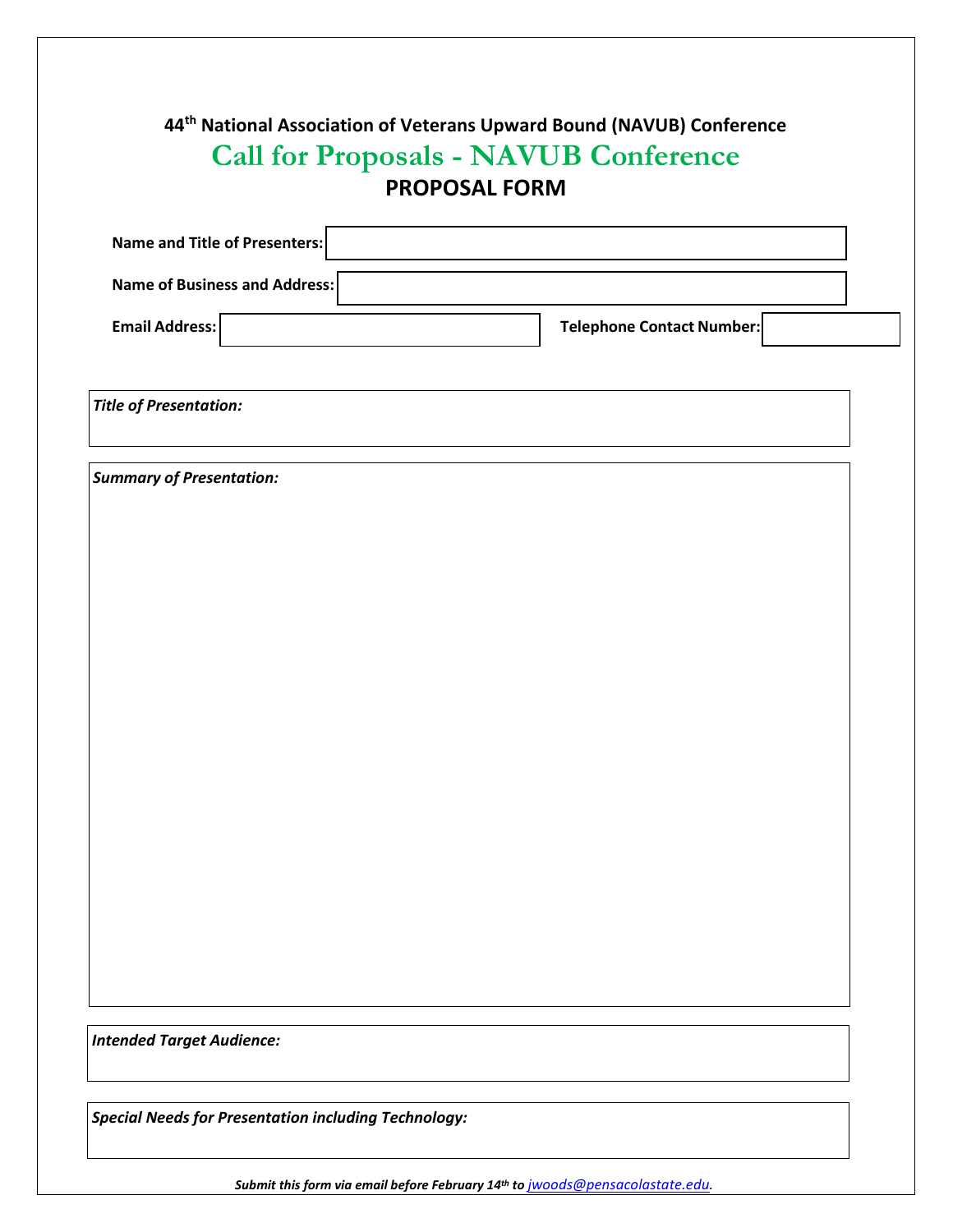**44th National Association of Veterans Upward Bound (NAVUB) Conference**

# Call for Proposals - NAVUB Conference

## PROPOSAL FORM

**Name and Title of Presenters:**

**Name of Business and Address:**

**Email Address:**

**Telephone Contact Number:**

***Title of Presentation:***

***Summary of Presentation:***

***Intended Target Audience:***

***Special Needs for Presentation including Technology:***

***Submit this form via email before February 14th to jwoods@pensacolastate.edu.***